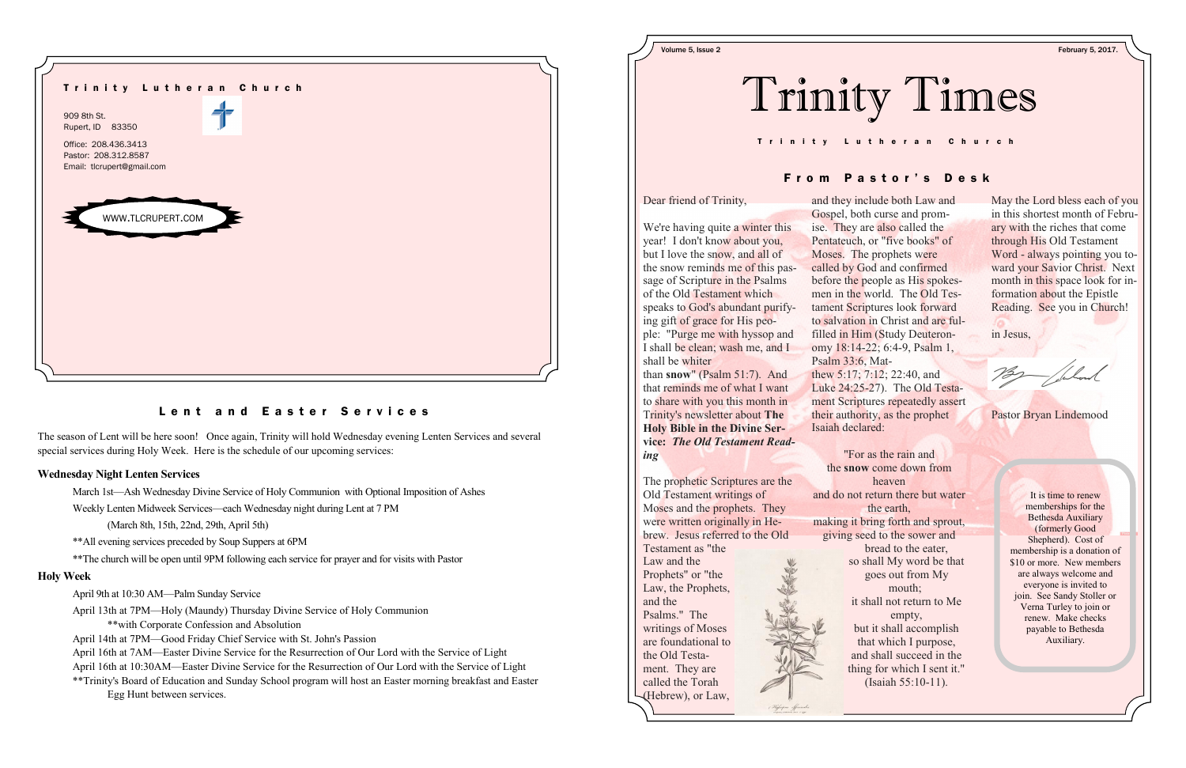**Trinity Lutheran Church**

909 8th St.
Rupert, ID 83350

Office: 208.436.3413
Pastor: 208.312.8587
Email: tlcrupert@gmail.com

WWW.TLCRUPERT.COM

## Lent and Easter Services

The season of Lent will be here soon! Once again, Trinity will hold Wednesday evening Lenten Services and several special services during Holy Week. Here is the schedule of our upcoming services:

### Wednesday Night Lenten Services

March 1st—Ash Wednesday Divine Service of Holy Communion with Optional Imposition of Ashes

Weekly Lenten Midweek Services—each Wednesday night during Lent at 7 PM

(March 8th, 15th, 22nd, 29th, April 5th)

**All evening services preceded by Soup Suppers at 6PM

**The church will be open until 9PM following each service for prayer and for visits with Pastor

### Holy Week

April 9th at 10:30 AM—Palm Sunday Service

April 13th at 7PM—Holy (Maundy) Thursday Divine Service of Holy Communion

**with Corporate Confession and Absolution

April 14th at 7PM—Good Friday Chief Service with St. John's Passion

April 16th at 7AM—Easter Divine Service for the Resurrection of Our Lord with the Service of Light

April 16th at 10:30AM—Easter Divine Service for the Resurrection of Our Lord with the Service of Light

**Trinity's Board of Education and Sunday School program will host an Easter morning breakfast and Easter Egg Hunt between services.

Volume 5, Issue 2 — February 5, 2017.

# Trinity Times

**Trinity Lutheran Church**

## From Pastor's Desk

Dear friend of Trinity,

We're having quite a winter this year! I don't know about you, but I love the snow, and all of the snow reminds me of this passage of Scripture in the Psalms of the Old Testament which speaks to God's abundant purifying gift of grace for His people: "Purge me with hyssop and I shall be clean; wash me, and I shall be whiter than **snow**" (Psalm 51:7). And that reminds me of what I want to share with you this month in Trinity's newsletter about **The Holy Bible in the Divine Service:** ***The Old Testament Reading***

The prophetic Scriptures are the Old Testament writings of Moses and the prophets. They were written originally in Hebrew. Jesus referred to the Old Testament as "the Law and the Prophets" or "the Law, the Prophets, and the Psalms." The writings of Moses are foundational to the Old Testament. They are called the Torah (Hebrew), or Law, and they include both Law and Gospel, both curse and promise. They are also called the Pentateuch, or "five books" of Moses. The prophets were called by God and confirmed before the people as His spokesmen in the world. The Old Testament Scriptures look forward to salvation in Christ and are fulfilled in Him (Study Deuteronomy 18:14-22; 6:4-9, Psalm 1, Psalm 33:6, Matthew 5:17; 7:12; 22:40, and Luke 24:25-27). The Old Testament Scriptures repeatedly assert their authority, as the prophet Isaiah declared:

"For as the rain and
the **snow** come down from heaven
and do not return there but water the earth,
making it bring forth and sprout,
giving seed to the sower and bread to the eater,
so shall My word be that goes out from My mouth;
it shall not return to Me empty,
but it shall accomplish that which I purpose,
and shall succeed in the thing for which I sent it."
(Isaiah 55:10-11).

May the Lord bless each of you in this shortest month of February with the riches that come through His Old Testament Word - always pointing you toward your Savior Christ. Next month in this space look for information about the Epistle Reading. See you in Church!

in Jesus,

Pastor Bryan Lindemood

It is time to renew memberships for the Bethesda Auxiliary (formerly Good Shepherd). Cost of membership is a donation of $10 or more. New members are always welcome and everyone is invited to join. See Sandy Stoller or Verna Turley to join or renew. Make checks payable to Bethesda Auxiliary.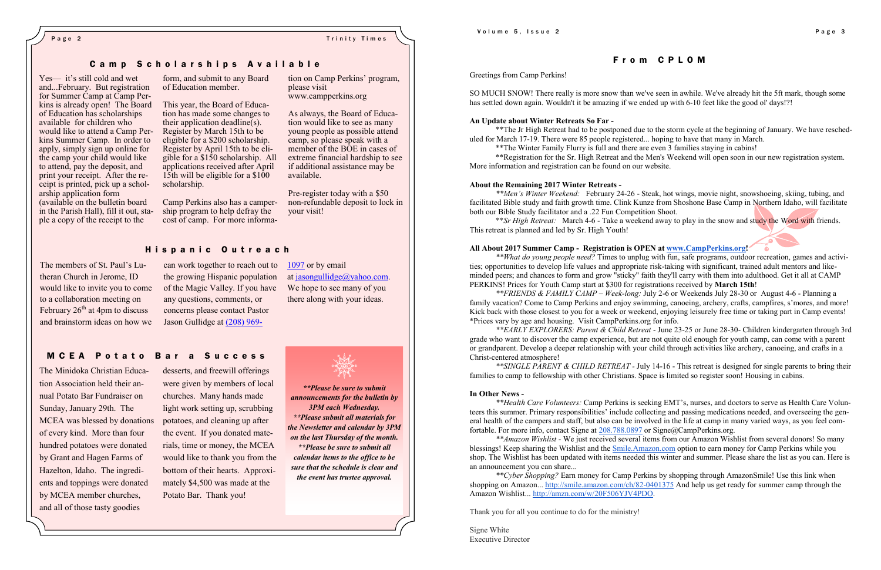## Camp Scholarships Available

Yes— it's still cold and wet and...February. But registration for Summer Camp at Camp Perkins is already open! The Board of Education has scholarships available for children who would like to attend a Camp Perkins Summer Camp. In order to apply, simply sign up online for the camp your child would like to attend, pay the deposit, and print your receipt. After the receipt is printed, pick up a scholarship application form (available on the bulletin board in the Parish Hall), fill it out, staple a copy of the receipt to the form, and submit to any Board of Education member.

This year, the Board of Education has made some changes to their application deadline(s). Register by March 15th to be eligible for a $200 scholarship. Register by April 15th to be eligible for a $150 scholarship. All applications received after April 15th will be eligible for a $100 scholarship.

Camp Perkins also has a campership program to help defray the cost of camp. For more information on Camp Perkins' program, please visit www.campperkins.org

As always, the Board of Education would like to see as many young people as possible attend camp, so please speak with a member of the BOE in cases of extreme financial hardship to see if additional assistance may be available.

Pre-register today with a $50 non-refundable deposit to lock in your visit!

## Hispanic Outreach

The members of St. Paul's Lutheran Church in Jerome, ID would like to invite you to come to a collaboration meeting on February 26th at 4pm to discuss and brainstorm ideas on how we can work together to reach out to the growing Hispanic population of the Magic Valley. If you have any questions, comments, or concerns please contact Pastor Jason Gullidge at (208) 969-1097 or by email at jasongullidge@yahoo.com. We hope to see many of you there along with your ideas.

## MCEA Potato Bar a Success

The Minidoka Christian Education Association held their annual Potato Bar Fundraiser on Sunday, January 29th. The MCEA was blessed by donations of every kind. More than four hundred potatoes were donated by Grant and Hagen Farms of Hazelton, Idaho. The ingredients and toppings were donated by MCEA member churches, and all of those tasty goodies desserts, and freewill offerings were given by members of local churches. Many hands made light work setting up, scrubbing potatoes, and cleaning up after the event. If you donated materials, time or money, the MCEA would like to thank you from the bottom of their hearts. Approximately $4,500 was made at the Potato Bar. Thank you!

***Please be sure to submit announcements for the bulletin by 3PM each Wednesday.***
***Please submit all materials for the Newsletter and calendar by 3PM on the last Thursday of the month.***
***Please be sure to submit all calendar items to the office to be sure that the schedule is clear and the event has trustee approval.***

## From CPLOM

Greetings from Camp Perkins!

SO MUCH SNOW! There really is more snow than we've seen in awhile. We've already hit the 5ft mark, though some has settled down again. Wouldn't it be amazing if we ended up with 6-10 feet like the good ol' days!?!

**An Update about Winter Retreats So Far -**

**The Jr High Retreat had to be postponed due to the storm cycle at the beginning of January. We have rescheduled for March 17-19. There were 85 people registered... hoping to have that many in March.

**The Winter Family Flurry is full and there are even 3 families staying in cabins!

**Registration for the Sr. High Retreat and the Men's Weekend will open soon in our new registration system. More information and registration can be found on our website.

**About the Remaining 2017 Winter Retreats -**

***Men's Winter Weekend:* February 24-26 - Steak, hot wings, movie night, snowshoeing, skiing, tubing, and facilitated Bible study and faith growth time. Clink Kunze from Shoshone Base Camp in Northern Idaho, will facilitate both our Bible Study facilitator and a .22 Fun Competition Shoot.

***Sr High Retreat:* March 4-6 - Take a weekend away to play in the snow and study the Word with friends. This retreat is planned and led by Sr. High Youth!

**All About 2017 Summer Camp - Registration is OPEN at www.CampPerkins.org!**

***What do young people need?* Times to unplug with fun, safe programs, outdoor recreation, games and activities; opportunities to develop life values and appropriate risk-taking with significant, trained adult mentors and like-minded peers; and chances to form and grow "sticky" faith they'll carry with them into adulthood. Get it all at CAMP PERKINS! Prices for Youth Camp start at $300 for registrations received by **March 15th**!

***FRIENDS & FAMILY CAMP – Week-long:* July 2-6 or Weekends July 28-30 or August 4-6 - Planning a family vacation? Come to Camp Perkins and enjoy swimming, canoeing, archery, crafts, campfires, s'mores, and more! Kick back with those closest to you for a week or weekend, enjoying leisurely free time or taking part in Camp events! *Prices vary by age and housing. Visit CampPerkins.org for info.

***EARLY EXPLORERS: Parent & Child Retreat* - June 23-25 or June 28-30- Children kindergarten through 3rd grade who want to discover the camp experience, but are not quite old enough for youth camp, can come with a parent or grandparent. Develop a deeper relationship with your child through activities like archery, canoeing, and crafts in a Christ-centered atmosphere!

***SINGLE PARENT & CHILD RETREAT* - July 14-16 - This retreat is designed for single parents to bring their families to camp to fellowship with other Christians. Space is limited so register soon! Housing in cabins.

**In Other News -**

***Health Care Volunteers:* Camp Perkins is seeking EMT's, nurses, and doctors to serve as Health Care Volunteers this summer. Primary responsibilities' include collecting and passing medications needed, and overseeing the general health of the campers and staff, but also can be involved in the life at camp in many varied ways, as you feel comfortable. For more info, contact Signe at 208.788.0897 or Signe@CampPerkins.org.

***Amazon Wishlist* - We just received several items from our Amazon Wishlist from several donors! So many blessings! Keep sharing the Wishlist and the Smile.Amazon.com option to earn money for Camp Perkins while you shop. The Wishlist has been updated with items needed this winter and summer. Please share the list as you can. Here is an announcement you can share...

***Cyber Shopping?* Earn money for Camp Perkins by shopping through AmazonSmile! Use this link when shopping on Amazon... http://smile.amazon.com/ch/82-0401375 And help us get ready for summer camp through the Amazon Wishlist... http://amzn.com/w/20F506YJV4PDO.

Thank you for all you continue to do for the ministry!

Signe White
Executive Director